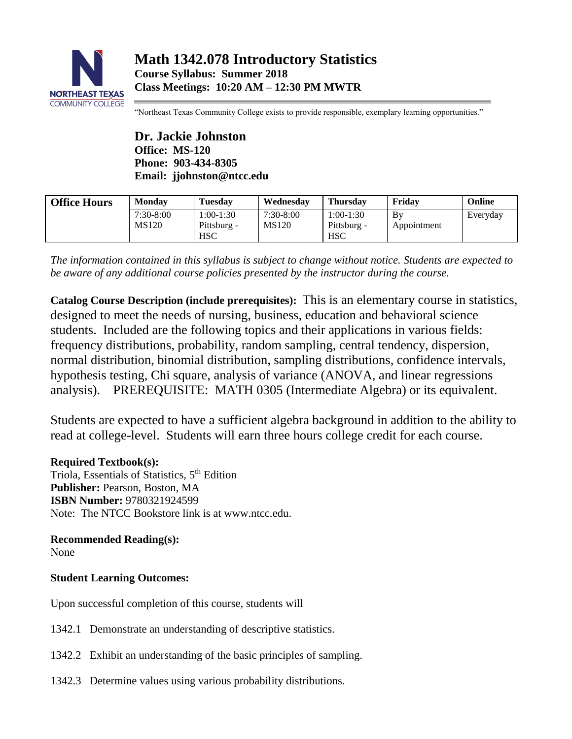# Math 1342.078 Introductory Statistics

**Course Syllabus: Summer 2018**
**Class Meetings: 10:20 AM – 12:30 PM MWTR**

"Northeast Texas Community College exists to provide responsible, exemplary learning opportunities."

## Dr. Jackie Johnston

**Office: MS-120**
**Phone: 903-434-8305**
**Email: jjohnston@ntcc.edu**

| Office Hours | Monday | Tuesday | Wednesday | Thursday | Friday | Online |
|---|---|---|---|---|---|---|
| | 7:30-8:00 MS120 | 1:00-1:30 Pittsburg - HSC | 7:30-8:00 MS120 | 1:00-1:30 Pittsburg - HSC | By Appointment | Everyday |

*The information contained in this syllabus is subject to change without notice. Students are expected to be aware of any additional course policies presented by the instructor during the course.*

**Catalog Course Description (include prerequisites):** This is an elementary course in statistics, designed to meet the needs of nursing, business, education and behavioral science students. Included are the following topics and their applications in various fields: frequency distributions, probability, random sampling, central tendency, dispersion, normal distribution, binomial distribution, sampling distributions, confidence intervals, hypothesis testing, Chi square, analysis of variance (ANOVA, and linear regressions analysis). PREREQUISITE: MATH 0305 (Intermediate Algebra) or its equivalent.

Students are expected to have a sufficient algebra background in addition to the ability to read at college-level. Students will earn three hours college credit for each course.

**Required Textbook(s):**
Triola, Essentials of Statistics, 5th Edition
**Publisher:** Pearson, Boston, MA
**ISBN Number:** 9780321924599
Note: The NTCC Bookstore link is at www.ntcc.edu.

**Recommended Reading(s):**
None

**Student Learning Outcomes:**

Upon successful completion of this course, students will

1342.1 Demonstrate an understanding of descriptive statistics.

1342.2 Exhibit an understanding of the basic principles of sampling.

1342.3 Determine values using various probability distributions.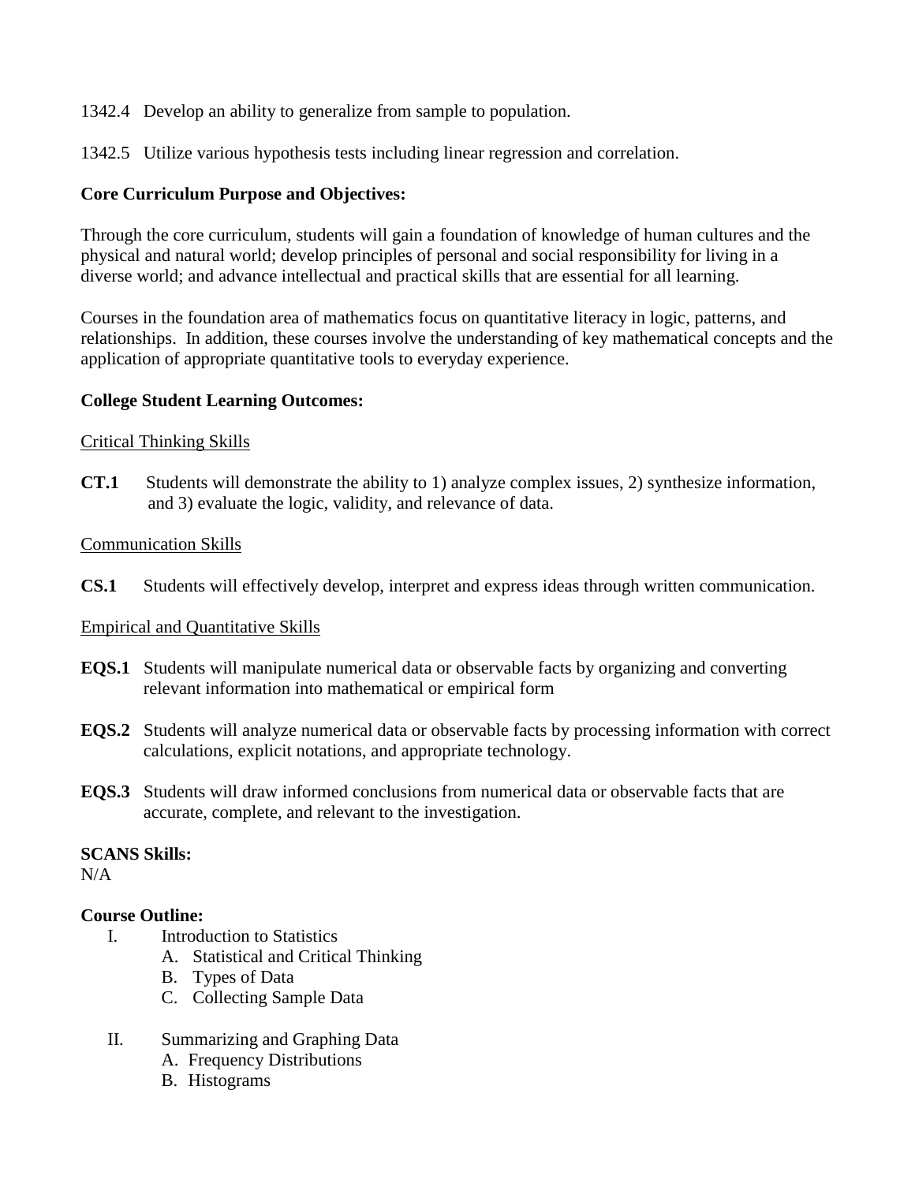1342.4 Develop an ability to generalize from sample to population.

1342.5 Utilize various hypothesis tests including linear regression and correlation.

**Core Curriculum Purpose and Objectives:**

Through the core curriculum, students will gain a foundation of knowledge of human cultures and the physical and natural world; develop principles of personal and social responsibility for living in a diverse world; and advance intellectual and practical skills that are essential for all learning.

Courses in the foundation area of mathematics focus on quantitative literacy in logic, patterns, and relationships. In addition, these courses involve the understanding of key mathematical concepts and the application of appropriate quantitative tools to everyday experience.

**College Student Learning Outcomes:**

<u>Critical Thinking Skills</u>

**CT.1** Students will demonstrate the ability to 1) analyze complex issues, 2) synthesize information, and 3) evaluate the logic, validity, and relevance of data.

<u>Communication Skills</u>

**CS.1** Students will effectively develop, interpret and express ideas through written communication.

<u>Empirical and Quantitative Skills</u>

**EQS.1** Students will manipulate numerical data or observable facts by organizing and converting relevant information into mathematical or empirical form

**EQS.2** Students will analyze numerical data or observable facts by processing information with correct calculations, explicit notations, and appropriate technology.

**EQS.3** Students will draw informed conclusions from numerical data or observable facts that are accurate, complete, and relevant to the investigation.

**SCANS Skills:**
N/A

**Course Outline:**

I. Introduction to Statistics
   A. Statistical and Critical Thinking
   B. Types of Data
   C. Collecting Sample Data

II. Summarizing and Graphing Data
   A. Frequency Distributions
   B. Histograms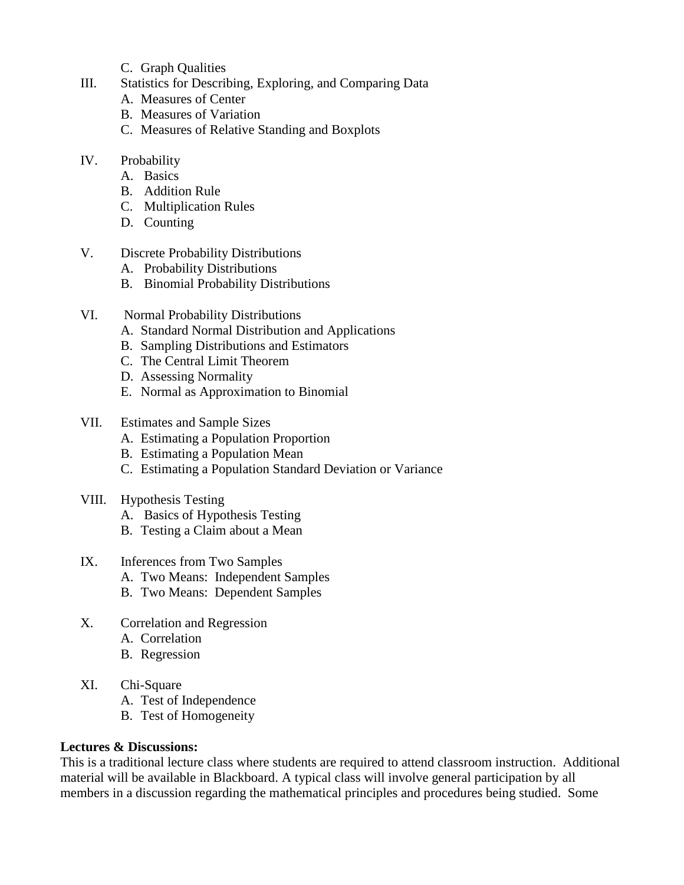C. Graph Qualities

III. Statistics for Describing, Exploring, and Comparing Data
   A. Measures of Center
   B. Measures of Variation
   C. Measures of Relative Standing and Boxplots

IV. Probability
   A. Basics
   B. Addition Rule
   C. Multiplication Rules
   D. Counting

V. Discrete Probability Distributions
   A. Probability Distributions
   B. Binomial Probability Distributions

VI. Normal Probability Distributions
   A. Standard Normal Distribution and Applications
   B. Sampling Distributions and Estimators
   C. The Central Limit Theorem
   D. Assessing Normality
   E. Normal as Approximation to Binomial

VII. Estimates and Sample Sizes
   A. Estimating a Population Proportion
   B. Estimating a Population Mean
   C. Estimating a Population Standard Deviation or Variance

VIII. Hypothesis Testing
   A. Basics of Hypothesis Testing
   B. Testing a Claim about a Mean

IX. Inferences from Two Samples
   A. Two Means: Independent Samples
   B. Two Means: Dependent Samples

X. Correlation and Regression
   A. Correlation
   B. Regression

XI. Chi-Square
   A. Test of Independence
   B. Test of Homogeneity

**Lectures & Discussions:**
This is a traditional lecture class where students are required to attend classroom instruction. Additional material will be available in Blackboard. A typical class will involve general participation by all members in a discussion regarding the mathematical principles and procedures being studied. Some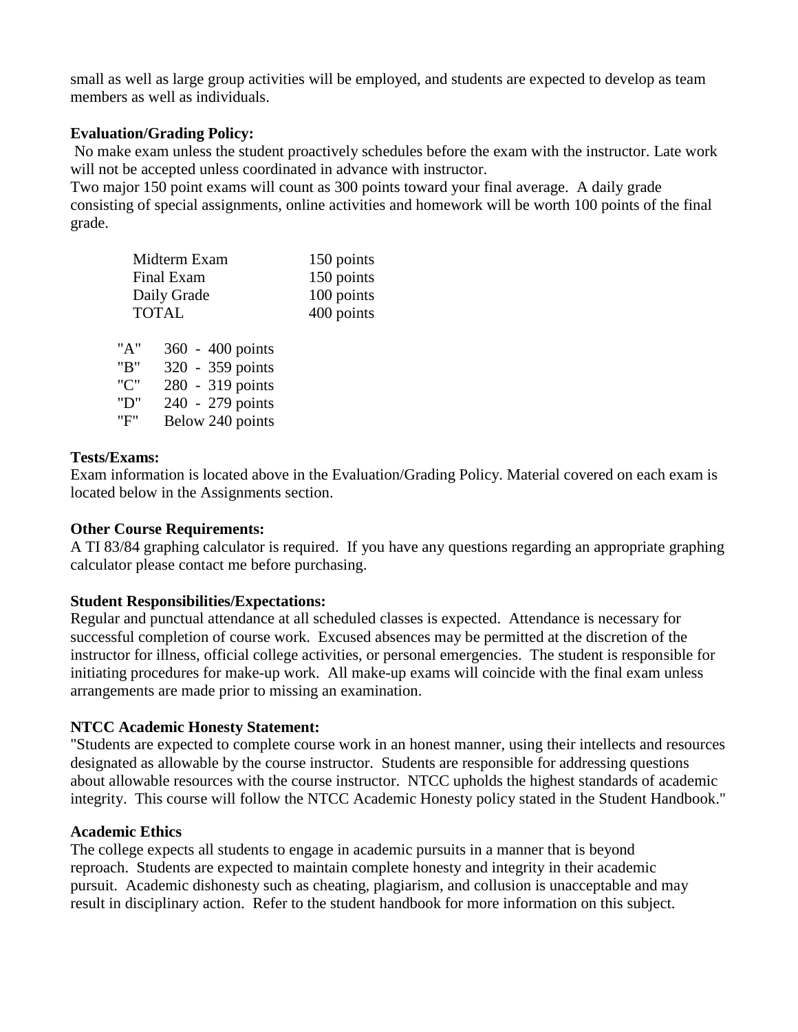small as well as large group activities will be employed, and students are expected to develop as team members as well as individuals.

**Evaluation/Grading Policy:**

No make exam unless the student proactively schedules before the exam with the instructor. Late work will not be accepted unless coordinated in advance with instructor.

Two major 150 point exams will count as 300 points toward your final average. A daily grade consisting of special assignments, online activities and homework will be worth 100 points of the final grade.

| | |
|---|---|
| Midterm Exam | 150 points |
| Final Exam | 150 points |
| Daily Grade | 100 points |
| TOTAL | 400 points |

| | |
|---|---|
| "A" | 360 - 400 points |
| "B" | 320 - 359 points |
| "C" | 280 - 319 points |
| "D" | 240 - 279 points |
| "F" | Below 240 points |

**Tests/Exams:**

Exam information is located above in the Evaluation/Grading Policy. Material covered on each exam is located below in the Assignments section.

**Other Course Requirements:**

A TI 83/84 graphing calculator is required. If you have any questions regarding an appropriate graphing calculator please contact me before purchasing.

**Student Responsibilities/Expectations:**

Regular and punctual attendance at all scheduled classes is expected. Attendance is necessary for successful completion of course work. Excused absences may be permitted at the discretion of the instructor for illness, official college activities, or personal emergencies. The student is responsible for initiating procedures for make-up work. All make-up exams will coincide with the final exam unless arrangements are made prior to missing an examination.

**NTCC Academic Honesty Statement:**

"Students are expected to complete course work in an honest manner, using their intellects and resources designated as allowable by the course instructor. Students are responsible for addressing questions about allowable resources with the course instructor. NTCC upholds the highest standards of academic integrity. This course will follow the NTCC Academic Honesty policy stated in the Student Handbook."

**Academic Ethics**

The college expects all students to engage in academic pursuits in a manner that is beyond reproach. Students are expected to maintain complete honesty and integrity in their academic pursuit. Academic dishonesty such as cheating, plagiarism, and collusion is unacceptable and may result in disciplinary action. Refer to the student handbook for more information on this subject.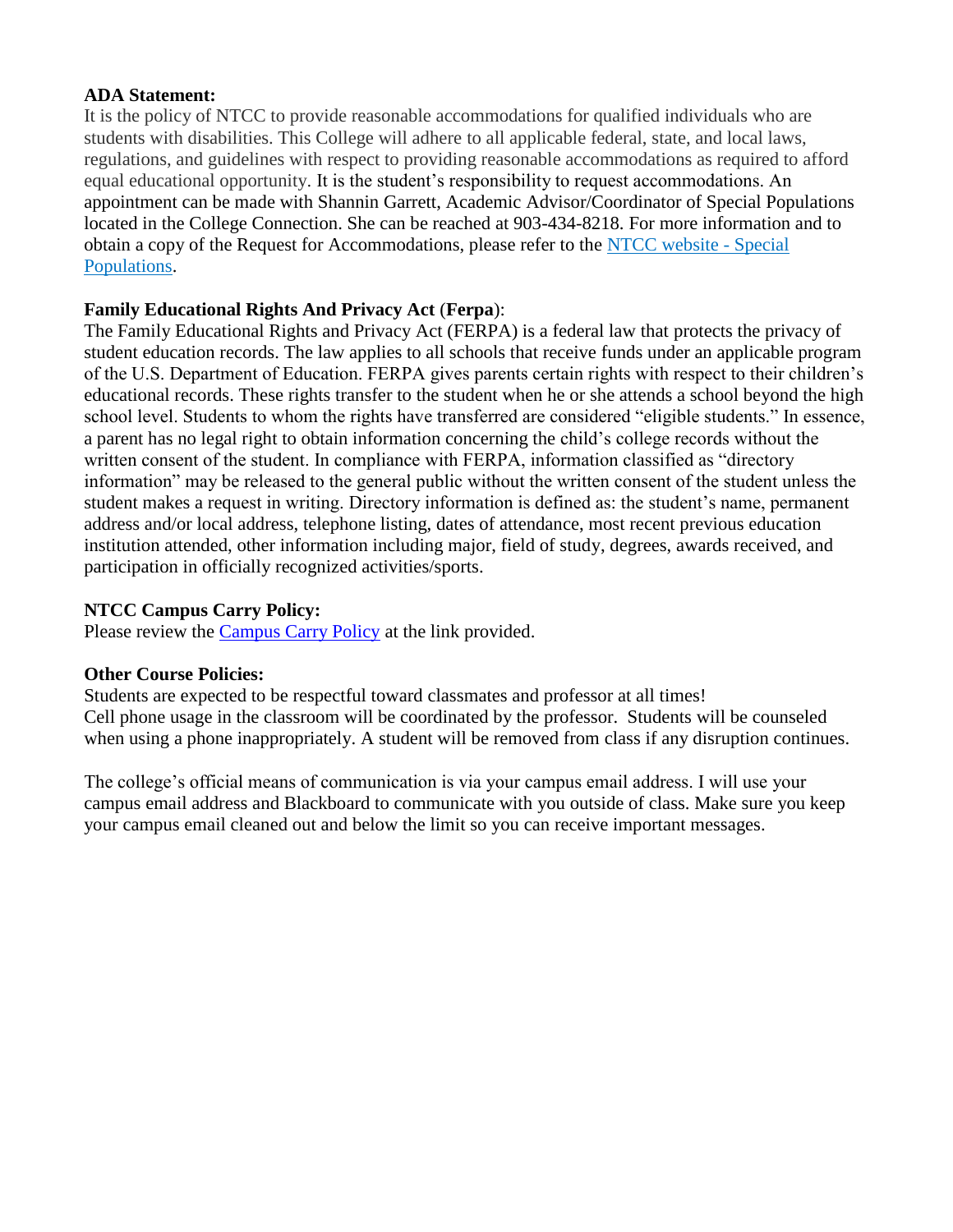**ADA Statement:**

It is the policy of NTCC to provide reasonable accommodations for qualified individuals who are students with disabilities. This College will adhere to all applicable federal, state, and local laws, regulations, and guidelines with respect to providing reasonable accommodations as required to afford equal educational opportunity. It is the student's responsibility to request accommodations. An appointment can be made with Shannin Garrett, Academic Advisor/Coordinator of Special Populations located in the College Connection. She can be reached at 903-434-8218. For more information and to obtain a copy of the Request for Accommodations, please refer to the NTCC website - Special Populations.

**Family Educational Rights And Privacy Act** (**Ferpa**):

The Family Educational Rights and Privacy Act (FERPA) is a federal law that protects the privacy of student education records. The law applies to all schools that receive funds under an applicable program of the U.S. Department of Education. FERPA gives parents certain rights with respect to their children's educational records. These rights transfer to the student when he or she attends a school beyond the high school level. Students to whom the rights have transferred are considered "eligible students." In essence, a parent has no legal right to obtain information concerning the child's college records without the written consent of the student. In compliance with FERPA, information classified as "directory information" may be released to the general public without the written consent of the student unless the student makes a request in writing. Directory information is defined as: the student's name, permanent address and/or local address, telephone listing, dates of attendance, most recent previous education institution attended, other information including major, field of study, degrees, awards received, and participation in officially recognized activities/sports.

**NTCC Campus Carry Policy:**

Please review the Campus Carry Policy at the link provided.

**Other Course Policies:**

Students are expected to be respectful toward classmates and professor at all times!
Cell phone usage in the classroom will be coordinated by the professor. Students will be counseled when using a phone inappropriately. A student will be removed from class if any disruption continues.

The college's official means of communication is via your campus email address. I will use your campus email address and Blackboard to communicate with you outside of class. Make sure you keep your campus email cleaned out and below the limit so you can receive important messages.